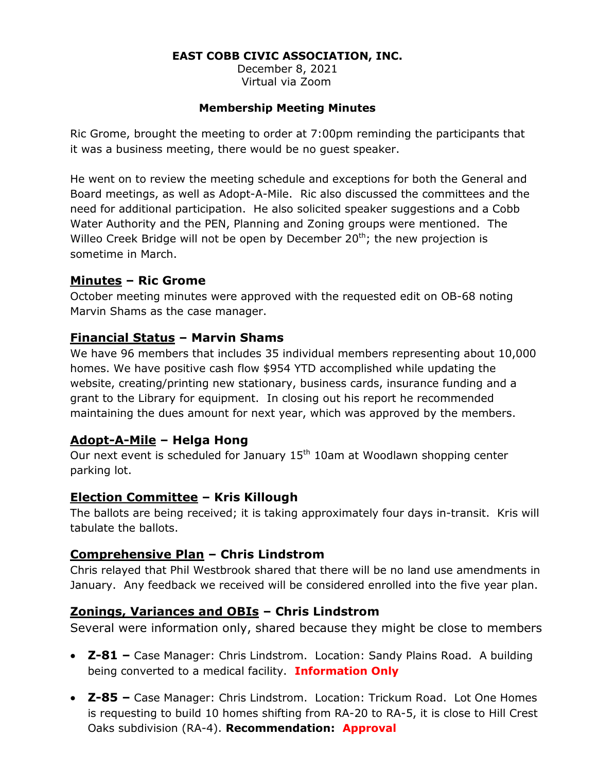**EAST COBB CIVIC ASSOCIATION, INC.**
December 8, 2021
Virtual via Zoom

**Membership Meeting Minutes**

Ric Grome, brought the meeting to order at 7:00pm reminding the participants that it was a business meeting, there would be no guest speaker.

He went on to review the meeting schedule and exceptions for both the General and Board meetings, as well as Adopt-A-Mile. Ric also discussed the committees and the need for additional participation. He also solicited speaker suggestions and a Cobb Water Authority and the PEN, Planning and Zoning groups were mentioned. The Willeo Creek Bridge will not be open by December 20th; the new projection is sometime in March.

## Minutes – Ric Grome

October meeting minutes were approved with the requested edit on OB-68 noting Marvin Shams as the case manager.

## Financial Status – Marvin Shams

We have 96 members that includes 35 individual members representing about 10,000 homes. We have positive cash flow $954 YTD accomplished while updating the website, creating/printing new stationary, business cards, insurance funding and a grant to the Library for equipment. In closing out his report he recommended maintaining the dues amount for next year, which was approved by the members.

## Adopt-A-Mile – Helga Hong

Our next event is scheduled for January 15th 10am at Woodlawn shopping center parking lot.

## Election Committee – Kris Killough

The ballots are being received; it is taking approximately four days in-transit. Kris will tabulate the ballots.

## Comprehensive Plan – Chris Lindstrom

Chris relayed that Phil Westbrook shared that there will be no land use amendments in January. Any feedback we received will be considered enrolled into the five year plan.

## Zonings, Variances and OBIs – Chris Lindstrom

Several were information only, shared because they might be close to members

- **Z-81 –** Case Manager: Chris Lindstrom. Location: Sandy Plains Road. A building being converted to a medical facility. **Information Only**
- **Z-85 –** Case Manager: Chris Lindstrom. Location: Trickum Road. Lot One Homes is requesting to build 10 homes shifting from RA-20 to RA-5, it is close to Hill Crest Oaks subdivision (RA-4). **Recommendation: Approval**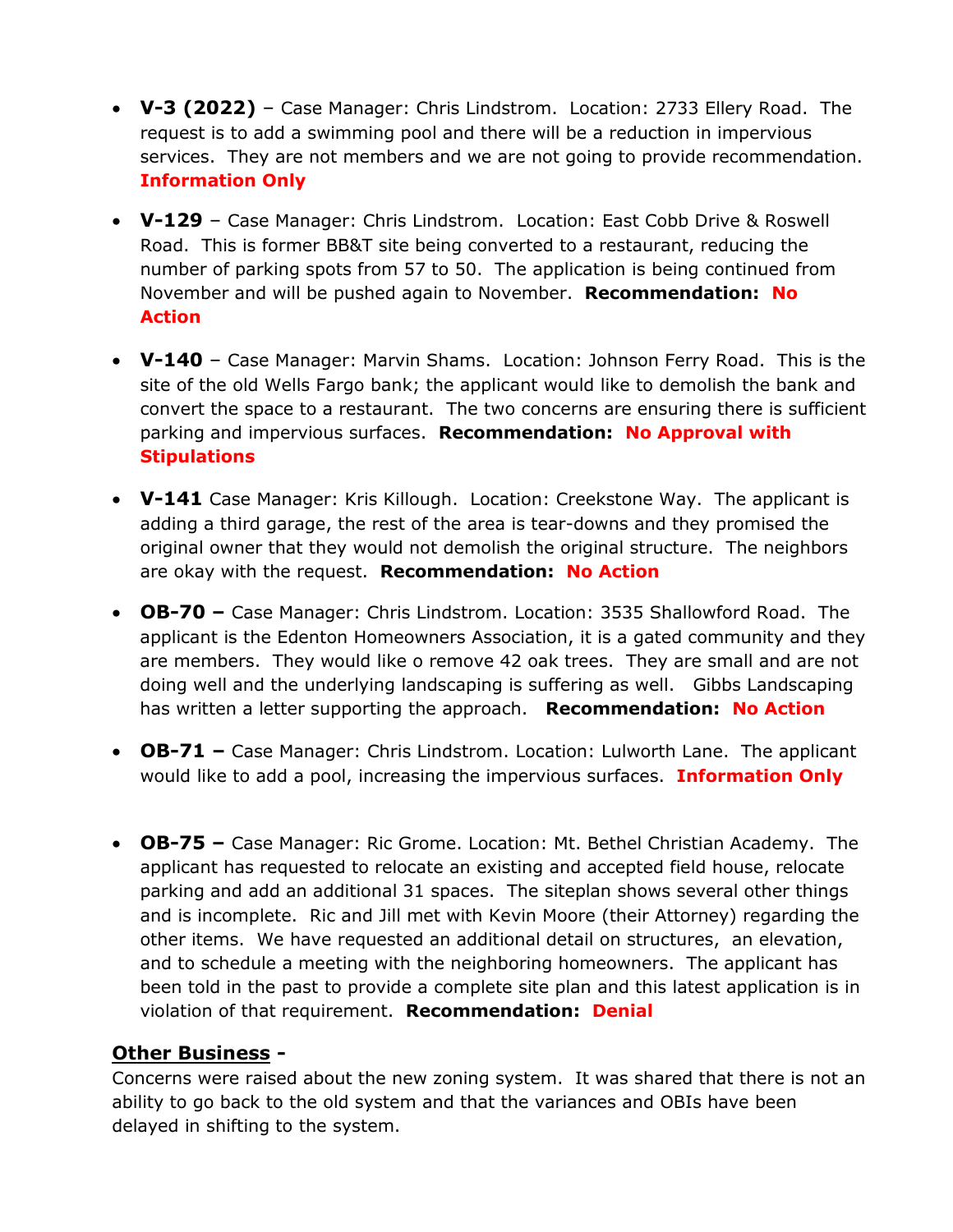- **V-3 (2022)** – Case Manager: Chris Lindstrom. Location: 2733 Ellery Road. The request is to add a swimming pool and there will be a reduction in impervious services. They are not members and we are not going to provide recommendation. **Information Only**

- **V-129** – Case Manager: Chris Lindstrom. Location: East Cobb Drive & Roswell Road. This is former BB&T site being converted to a restaurant, reducing the number of parking spots from 57 to 50. The application is being continued from November and will be pushed again to November. **Recommendation: No Action**

- **V-140** – Case Manager: Marvin Shams. Location: Johnson Ferry Road. This is the site of the old Wells Fargo bank; the applicant would like to demolish the bank and convert the space to a restaurant. The two concerns are ensuring there is sufficient parking and impervious surfaces. **Recommendation: No Approval with Stipulations**

- **V-141** Case Manager: Kris Killough. Location: Creekstone Way. The applicant is adding a third garage, the rest of the area is tear-downs and they promised the original owner that they would not demolish the original structure. The neighbors are okay with the request. **Recommendation: No Action**

- **OB-70 –** Case Manager: Chris Lindstrom. Location: 3535 Shallowford Road. The applicant is the Edenton Homeowners Association, it is a gated community and they are members. They would like o remove 42 oak trees. They are small and are not doing well and the underlying landscaping is suffering as well. Gibbs Landscaping has written a letter supporting the approach. **Recommendation: No Action**

- **OB-71 –** Case Manager: Chris Lindstrom. Location: Lulworth Lane. The applicant would like to add a pool, increasing the impervious surfaces. **Information Only**

- **OB-75 –** Case Manager: Ric Grome. Location: Mt. Bethel Christian Academy. The applicant has requested to relocate an existing and accepted field house, relocate parking and add an additional 31 spaces. The siteplan shows several other things and is incomplete. Ric and Jill met with Kevin Moore (their Attorney) regarding the other items. We have requested an additional detail on structures, an elevation, and to schedule a meeting with the neighboring homeowners. The applicant has been told in the past to provide a complete site plan and this latest application is in violation of that requirement. **Recommendation: Denial**

**<u>Other Business</u> -**

Concerns were raised about the new zoning system. It was shared that there is not an ability to go back to the old system and that the variances and OBIs have been delayed in shifting to the system.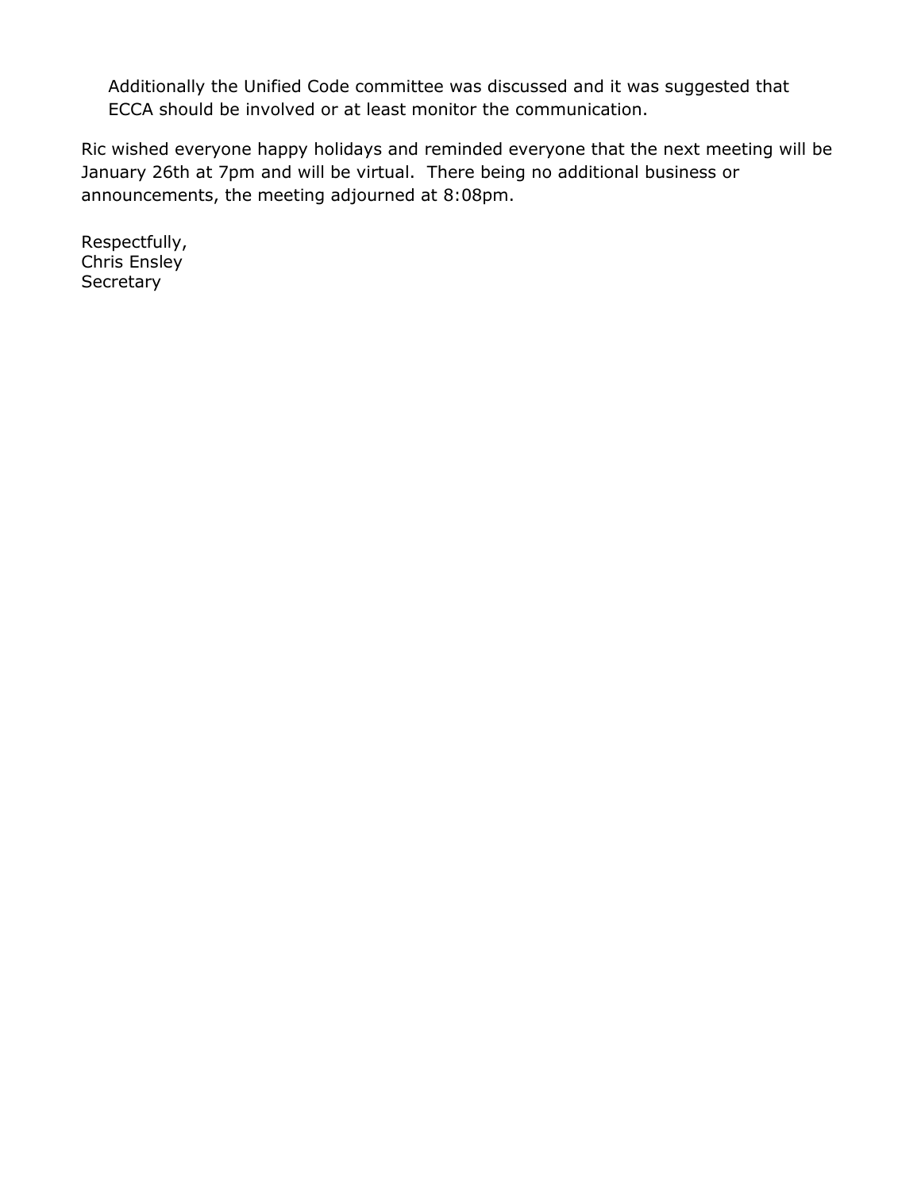Additionally the Unified Code committee was discussed and it was suggested that ECCA should be involved or at least monitor the communication.

Ric wished everyone happy holidays and reminded everyone that the next meeting will be January 26th at 7pm and will be virtual. There being no additional business or announcements, the meeting adjourned at 8:08pm.

Respectfully,
Chris Ensley
Secretary